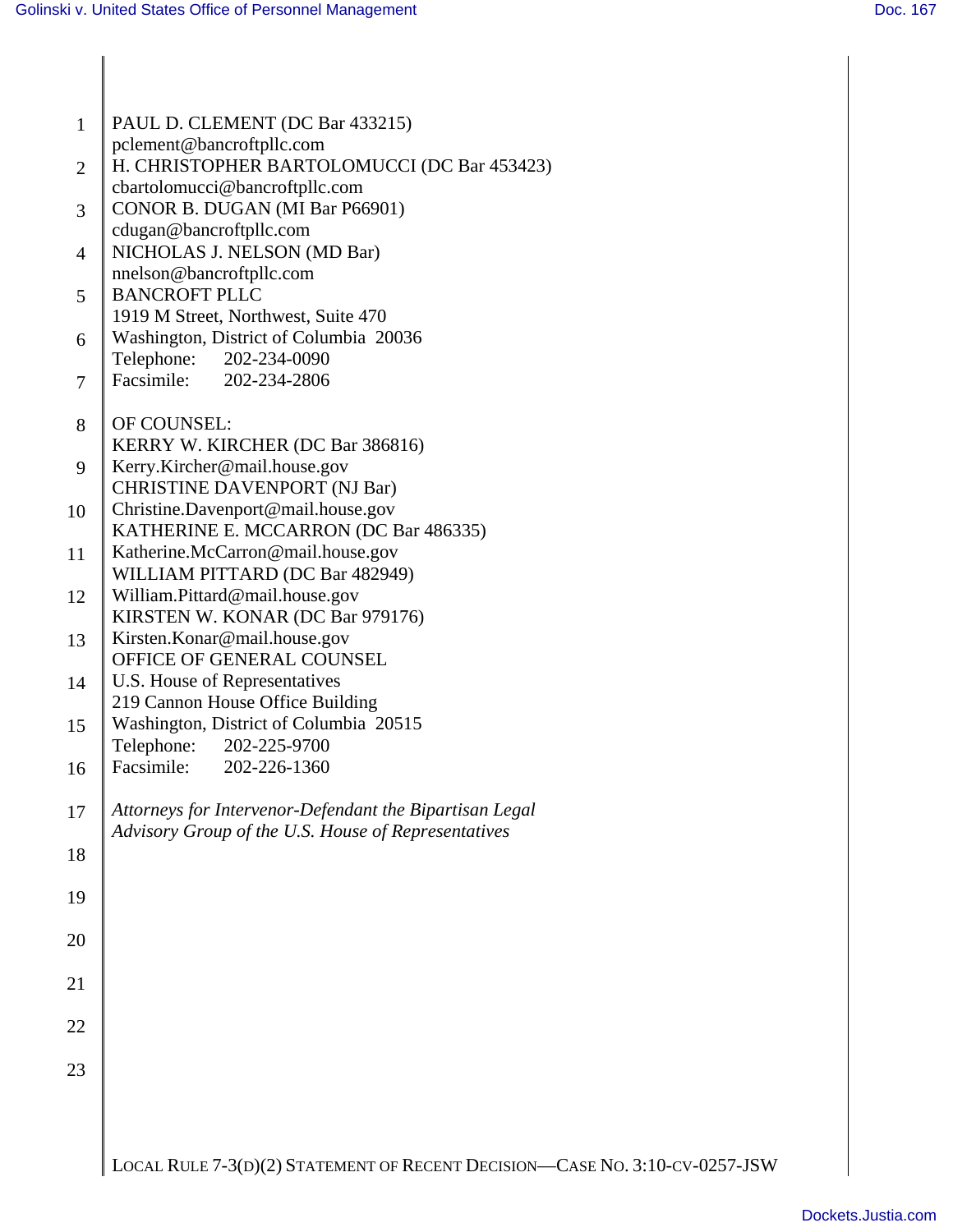PAUL D. CLEMENT (DC Bar 433215)
pclement@bancroftpllc.com
H. CHRISTOPHER BARTOLOMUCCI (DC Bar 453423)
cbartolomucci@bancroftpllc.com
CONOR B. DUGAN (MI Bar P66901)
cdugan@bancroftpllc.com
NICHOLAS J. NELSON (MD Bar)
nnelson@bancroftpllc.com
BANCROFT PLLC
1919 M Street, Northwest, Suite 470
Washington, District of Columbia 20036
Telephone: 202-234-0090
Facsimile: 202-234-2806

OF COUNSEL:
KERRY W. KIRCHER (DC Bar 386816)
Kerry.Kircher@mail.house.gov
CHRISTINE DAVENPORT (NJ Bar)
Christine.Davenport@mail.house.gov
KATHERINE E. MCCARRON (DC Bar 486335)
Katherine.McCarron@mail.house.gov
WILLIAM PITTARD (DC Bar 482949)
William.Pittard@mail.house.gov
KIRSTEN W. KONAR (DC Bar 979176)
Kirsten.Konar@mail.house.gov
OFFICE OF GENERAL COUNSEL
U.S. House of Representatives
219 Cannon House Office Building
Washington, District of Columbia 20515
Telephone: 202-225-9700
Facsimile: 202-226-1360

*Attorneys for Intervenor-Defendant the Bipartisan Legal Advisory Group of the U.S. House of Representatives*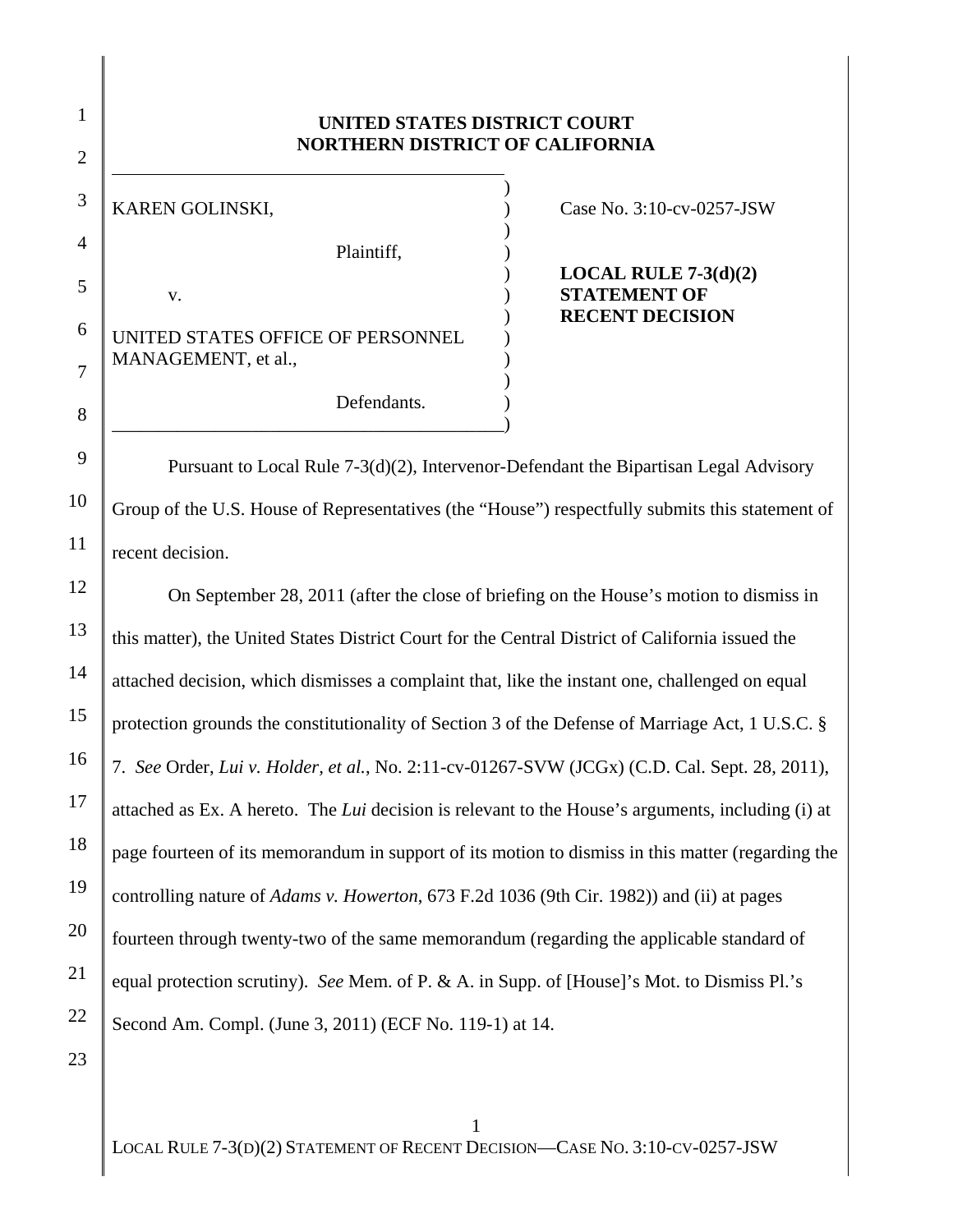**UNITED STATES DISTRICT COURT**
**NORTHERN DISTRICT OF CALIFORNIA**

| | |
|---|---|
| KAREN GOLINSKI,<br><br>Plaintiff,<br><br>v.<br><br>UNITED STATES OFFICE OF PERSONNEL MANAGEMENT, et al.,<br><br>Defendants. | Case No. 3:10-cv-0257-JSW<br><br>**LOCAL RULE 7-3(d)(2) STATEMENT OF RECENT DECISION** |

Pursuant to Local Rule 7-3(d)(2), Intervenor-Defendant the Bipartisan Legal Advisory Group of the U.S. House of Representatives (the "House") respectfully submits this statement of recent decision.

On September 28, 2011 (after the close of briefing on the House's motion to dismiss in this matter), the United States District Court for the Central District of California issued the attached decision, which dismisses a complaint that, like the instant one, challenged on equal protection grounds the constitutionality of Section 3 of the Defense of Marriage Act, 1 U.S.C. § 7. *See* Order, *Lui v. Holder, et al.*, No. 2:11-cv-01267-SVW (JCGx) (C.D. Cal. Sept. 28, 2011), attached as Ex. A hereto. The *Lui* decision is relevant to the House's arguments, including (i) at page fourteen of its memorandum in support of its motion to dismiss in this matter (regarding the controlling nature of *Adams v. Howerton*, 673 F.2d 1036 (9th Cir. 1982)) and (ii) at pages fourteen through twenty-two of the same memorandum (regarding the applicable standard of equal protection scrutiny). *See* Mem. of P. & A. in Supp. of [House]'s Mot. to Dismiss Pl.'s Second Am. Compl. (June 3, 2011) (ECF No. 119-1) at 14.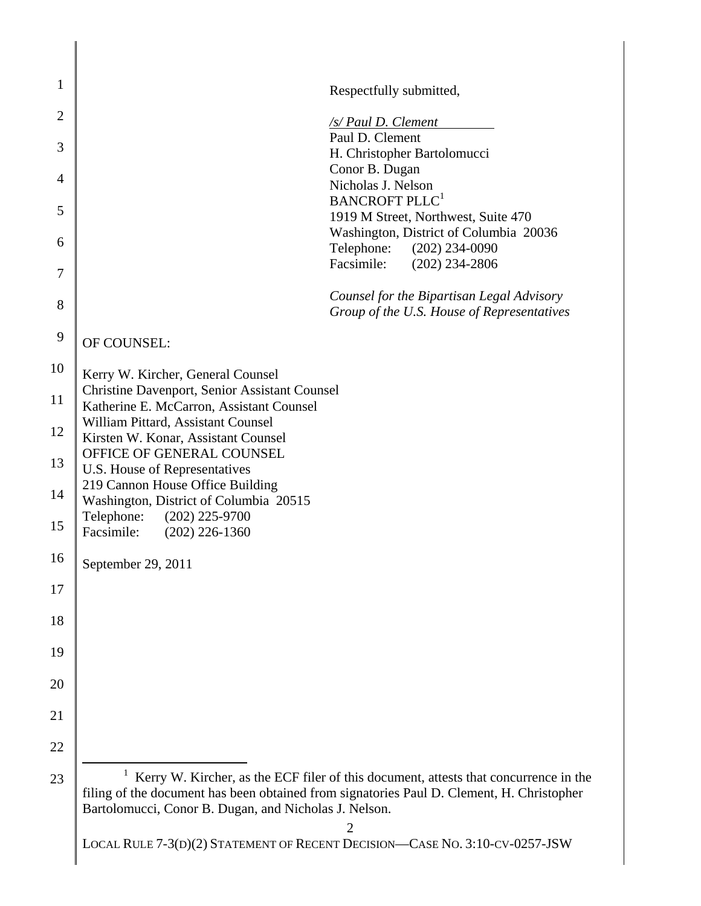Respectfully submitted,

*/s/ Paul D. Clement*
Paul D. Clement
H. Christopher Bartolomucci
Conor B. Dugan
Nicholas J. Nelson
BANCROFT PLLC[1]
1919 M Street, Northwest, Suite 470
Washington, District of Columbia 20036
Telephone: (202) 234-0090
Facsimile: (202) 234-2806

*Counsel for the Bipartisan Legal Advisory Group of the U.S. House of Representatives*

OF COUNSEL:

Kerry W. Kircher, General Counsel
Christine Davenport, Senior Assistant Counsel
Katherine E. McCarron, Assistant Counsel
William Pittard, Assistant Counsel
Kirsten W. Konar, Assistant Counsel
OFFICE OF GENERAL COUNSEL
U.S. House of Representatives
219 Cannon House Office Building
Washington, District of Columbia 20515
Telephone: (202) 225-9700
Facsimile: (202) 226-1360

September 29, 2011

---

[1] Kerry W. Kircher, as the ECF filer of this document, attests that concurrence in the filing of the document has been obtained from signatories Paul D. Clement, H. Christopher Bartolomucci, Conor B. Dugan, and Nicholas J. Nelson.